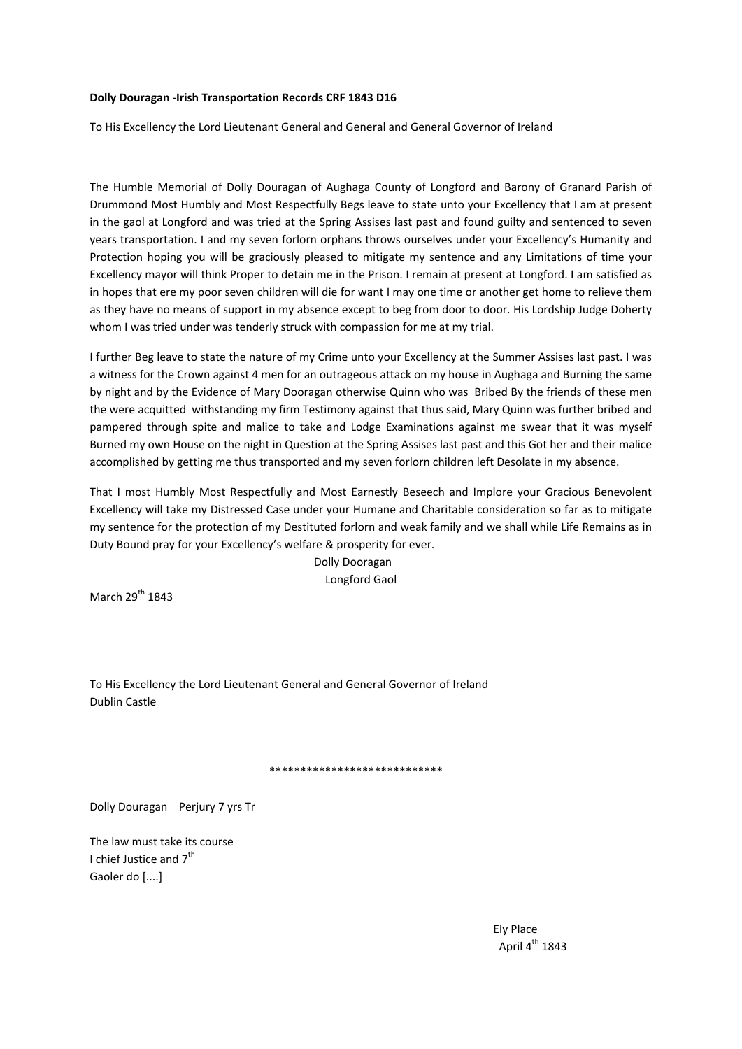**Dolly Douragan -Irish Transportation Records CRF 1843 D16**

To His Excellency the Lord Lieutenant General and General and General Governor of Ireland

The Humble Memorial of Dolly Douragan of Aughaga County of Longford and Barony of Granard Parish of Drummond Most Humbly and Most Respectfully Begs leave to state unto your Excellency that I am at present in the gaol at Longford and was tried at the Spring Assises last past and found guilty and sentenced to seven years transportation. I and my seven forlorn orphans throws ourselves under your Excellency's Humanity and Protection hoping you will be graciously pleased to mitigate my sentence and any Limitations of time your Excellency mayor will think Proper to detain me in the Prison. I remain at present at Longford. I am satisfied as in hopes that ere my poor seven children will die for want I may one time or another get home to relieve them as they have no means of support in my absence except to beg from door to door. His Lordship Judge Doherty whom I was tried under was tenderly struck with compassion for me at my trial.

I further Beg leave to state the nature of my Crime unto your Excellency at the Summer Assises last past. I was a witness for the Crown against 4 men for an outrageous attack on my house in Aughaga and Burning the same by night and by the Evidence of Mary Dooragan otherwise Quinn who was Bribed By the friends of these men the were acquitted withstanding my firm Testimony against that thus said, Mary Quinn was further bribed and pampered through spite and malice to take and Lodge Examinations against me swear that it was myself Burned my own House on the night in Question at the Spring Assises last past and this Got her and their malice accomplished by getting me thus transported and my seven forlorn children left Desolate in my absence.

That I most Humbly Most Respectfully and Most Earnestly Beseech and Implore your Gracious Benevolent Excellency will take my Distressed Case under your Humane and Charitable consideration so far as to mitigate my sentence for the protection of my Destituted forlorn and weak family and we shall while Life Remains as in Duty Bound pray for your Excellency's welfare & prosperity for ever.

Dolly Dooragan
Longford Gaol

March 29th 1843

To His Excellency the Lord Lieutenant General and General Governor of Ireland
Dublin Castle

\*\*\*\*\*\*\*\*\*\*\*\*\*\*\*\*\*\*\*\*\*\*\*\*\*\*\*\*

Dolly Douragan Perjury 7 yrs Tr

The law must take its course
I chief Justice and 7th
Gaoler do [....]

Ely Place
April 4th 1843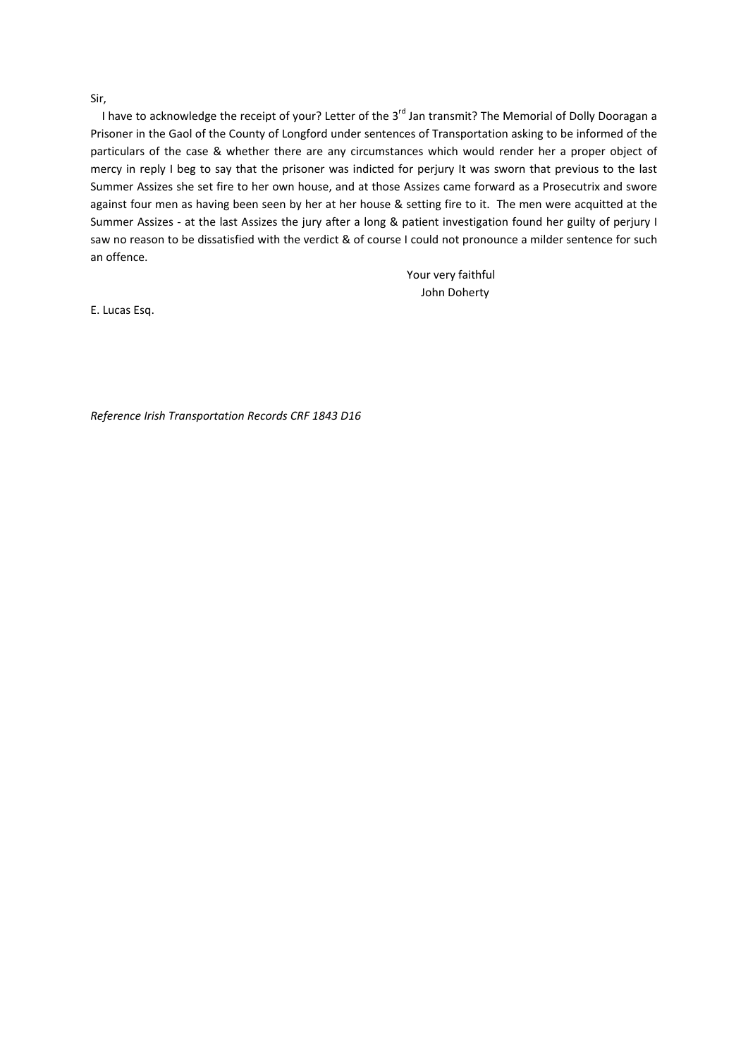Sir,

I have to acknowledge the receipt of your? Letter of the 3rd Jan transmit? The Memorial of Dolly Dooragan a Prisoner in the Gaol of the County of Longford under sentences of Transportation asking to be informed of the particulars of the case & whether there are any circumstances which would render her a proper object of mercy in reply I beg to say that the prisoner was indicted for perjury It was sworn that previous to the last Summer Assizes she set fire to her own house, and at those Assizes came forward as a Prosecutrix and swore against four men as having been seen by her at her house & setting fire to it. The men were acquitted at the Summer Assizes - at the last Assizes the jury after a long & patient investigation found her guilty of perjury I saw no reason to be dissatisfied with the verdict & of course I could not pronounce a milder sentence for such an offence.

Your very faithful
John Doherty

E. Lucas Esq.

*Reference Irish Transportation Records CRF 1843 D16*